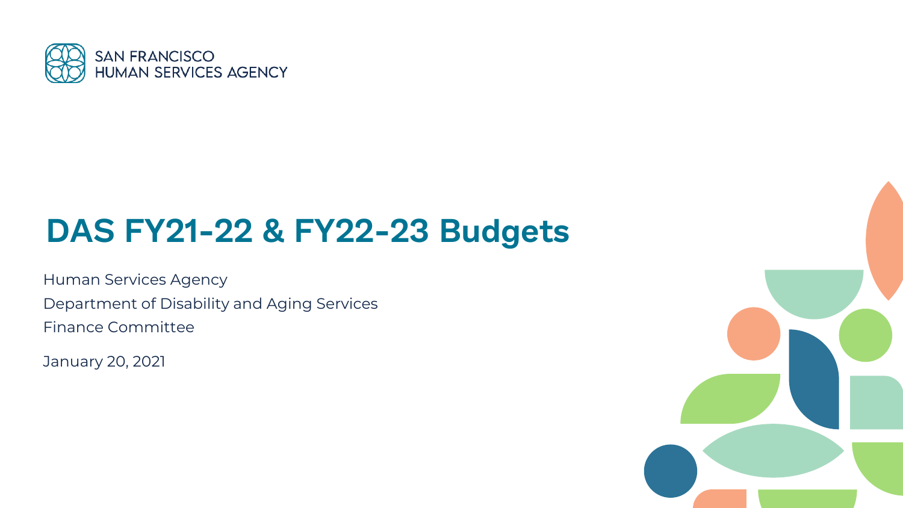SAN FRANCISCO
HUMAN SERVICES AGENCY

# DAS FY21-22 & FY22-23 Budgets

Human Services Agency

Department of Disability and Aging Services

Finance Committee

January 20, 2021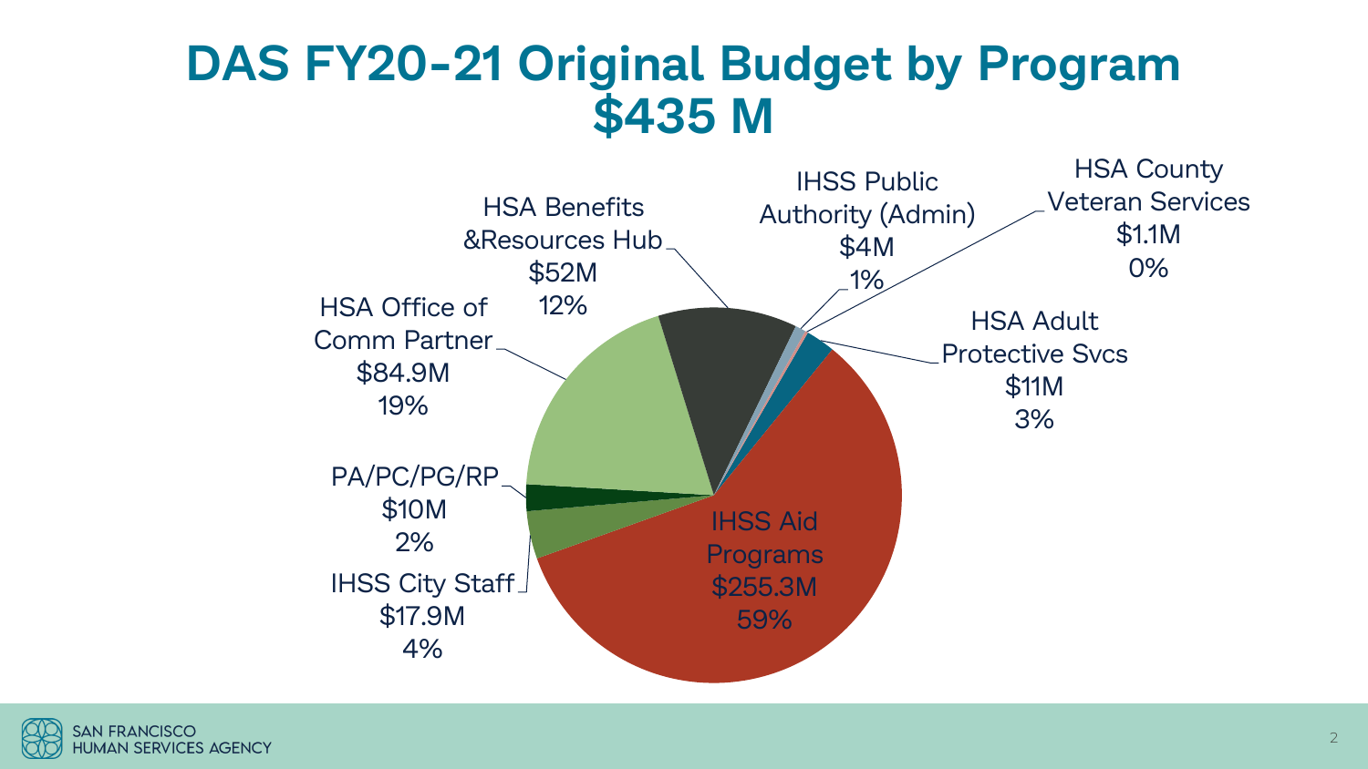# DAS FY20-21 Original Budget by Program $435 M

| Program | Budget | Percent |
| --- | --- | --- |
| IHSS Aid Programs | $255.3M | 59% |
| HSA Office of Comm Partner | $84.9M | 19% |
| HSA Benefits &Resources Hub | $52M | 12% |
| IHSS City Staff | $17.9M | 4% |
| HSA Adult Protective Svcs | $11M | 3% |
| PA/PC/PG/RP | $10M | 2% |
| IHSS Public Authority (Admin) | $4M | 1% |
| HSA County Veteran Services | $1.1M | 0% |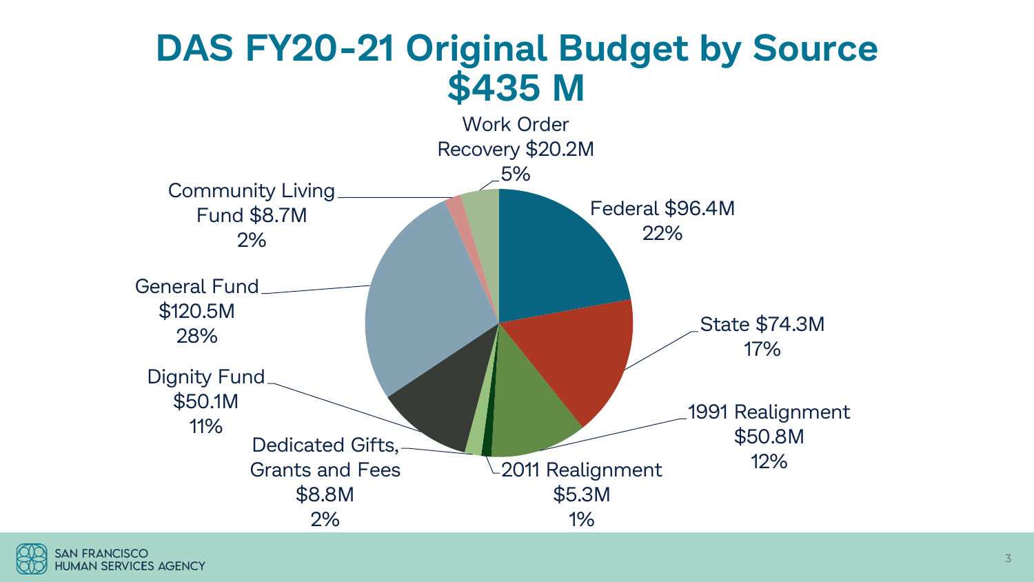# DAS FY20-21 Original Budget by Source $435 M

| Source | Amount | Percent |
|---|---|---|
| Federal | $96.4M | 22% |
| State | $74.3M | 17% |
| 1991 Realignment | $50.8M | 12% |
| 2011 Realignment | $5.3M | 1% |
| Dedicated Gifts, Grants and Fees | $8.8M | 2% |
| Dignity Fund | $50.1M | 11% |
| General Fund | $120.5M | 28% |
| Community Living Fund | $8.7M | 2% |
| Work Order Recovery | $20.2M | 5% |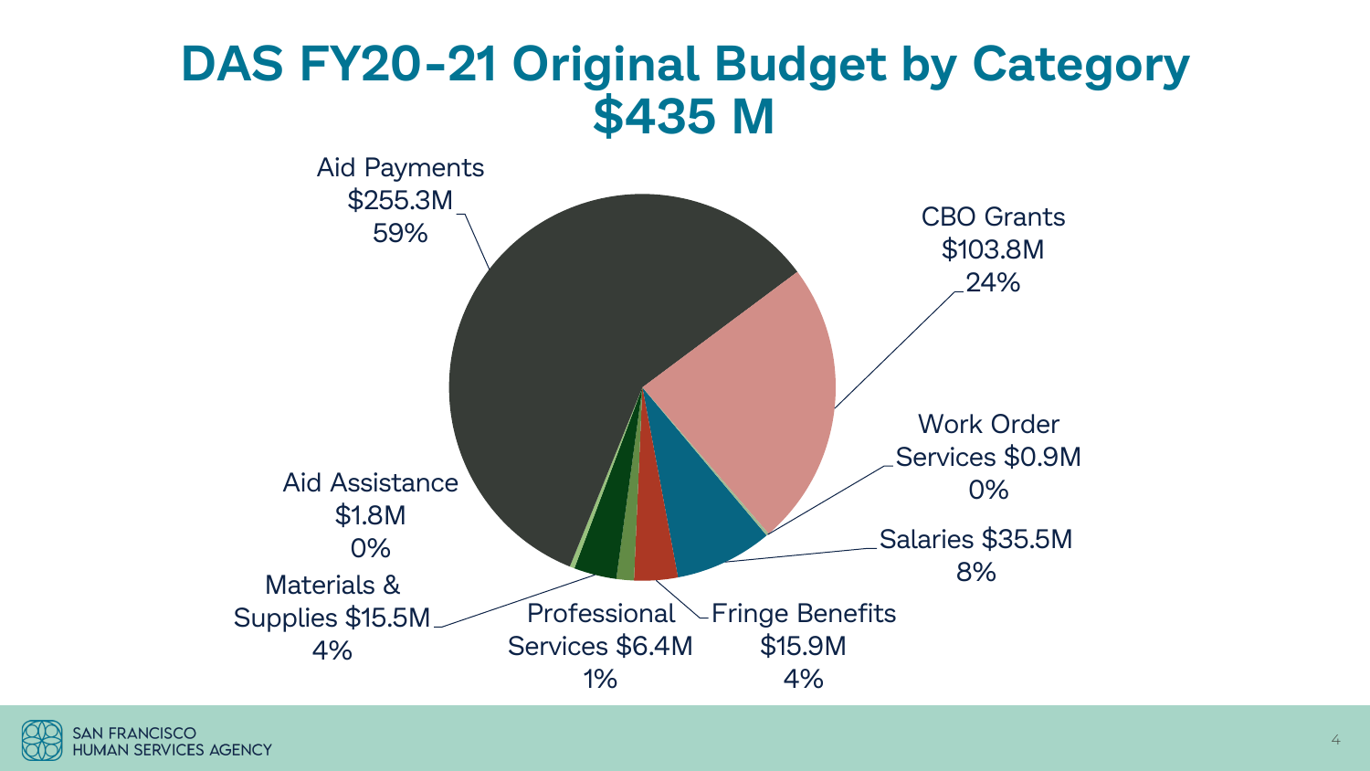# DAS FY20-21 Original Budget by Category $435 M

| Category | Amount | Percent |
|---|---|---|
| Aid Payments | $255.3M | 59% |
| CBO Grants | $103.8M | 24% |
| Work Order Services | $0.9M | 0% |
| Salaries | $35.5M | 8% |
| Fringe Benefits | $15.9M | 4% |
| Professional Services | $6.4M | 1% |
| Materials & Supplies | $15.5M | 4% |
| Aid Assistance | $1.8M | 0% |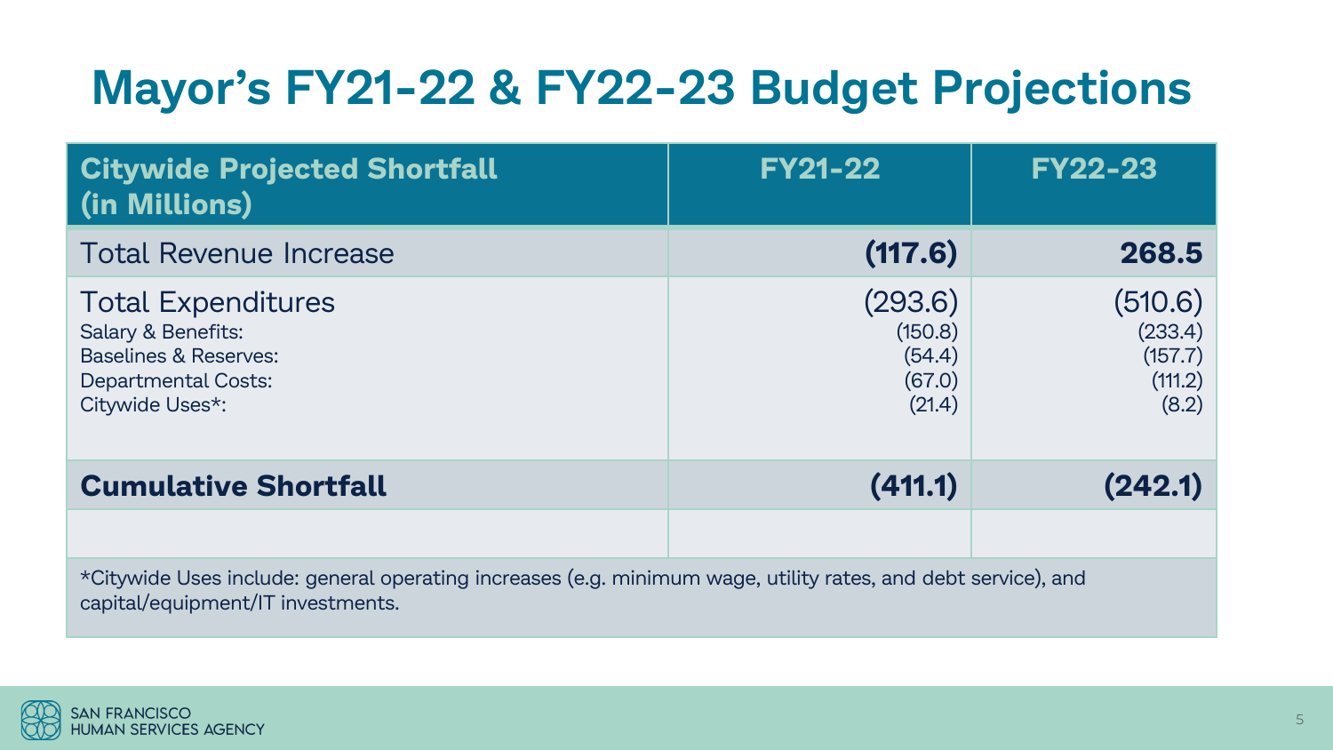# Mayor's FY21-22 & FY22-23 Budget Projections

| Citywide Projected Shortfall (in Millions) | FY21-22 | FY22-23 |
|---|---|---|
| Total Revenue Increase | **(117.6)** | **268.5** |
| Total Expenditures | (293.6) | (510.6) |
| Salary & Benefits: | (150.8) | (233.4) |
| Baselines & Reserves: | (54.4) | (157.7) |
| Departmental Costs: | (67.0) | (111.2) |
| Citywide Uses*: | (21.4) | (8.2) |
| **Cumulative Shortfall** | **(411.1)** | **(242.1)** |
| | | |

*Citywide Uses include: general operating increases (e.g. minimum wage, utility rates, and debt service), and capital/equipment/IT investments.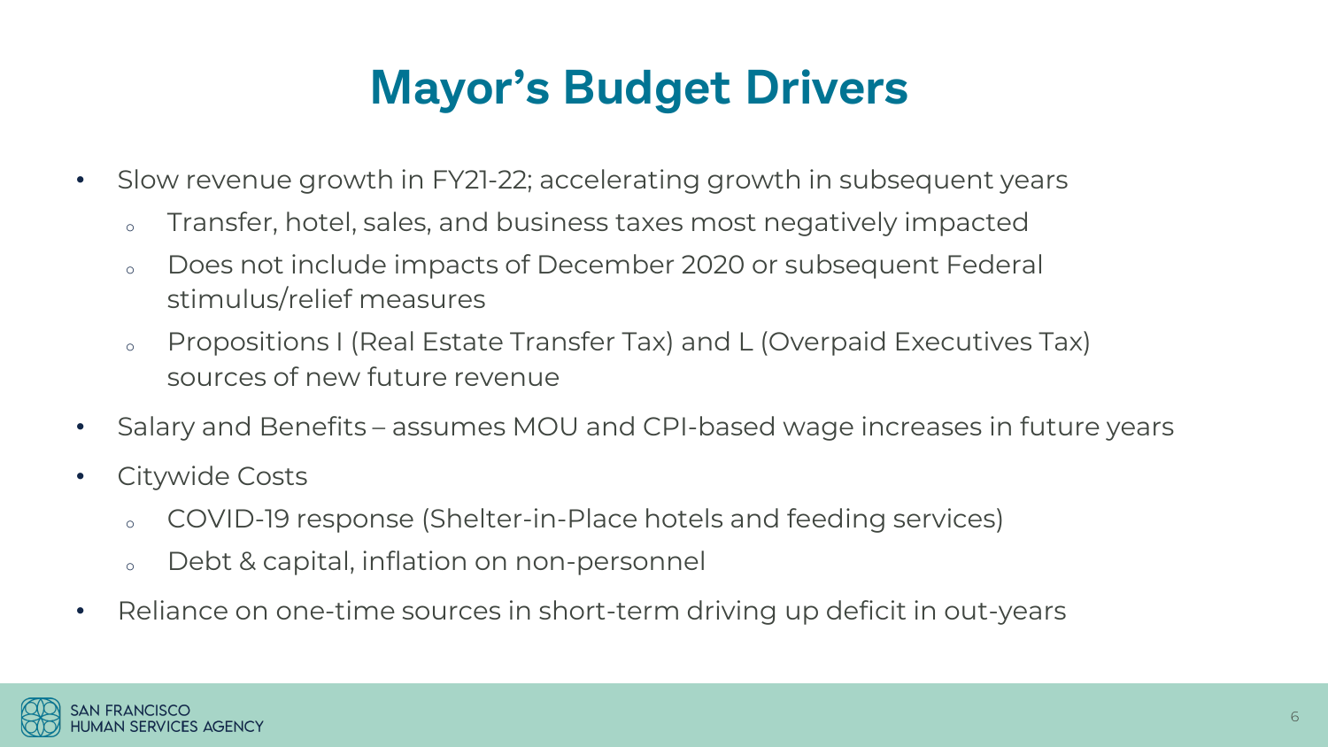# Mayor’s Budget Drivers

- Slow revenue growth in FY21-22; accelerating growth in subsequent years
  - Transfer, hotel, sales, and business taxes most negatively impacted
  - Does not include impacts of December 2020 or subsequent Federal stimulus/relief measures
  - Propositions I (Real Estate Transfer Tax) and L (Overpaid Executives Tax) sources of new future revenue
- Salary and Benefits – assumes MOU and CPI-based wage increases in future years
- Citywide Costs
  - COVID-19 response (Shelter-in-Place hotels and feeding services)
  - Debt & capital, inflation on non-personnel
- Reliance on one-time sources in short-term driving up deficit in out-years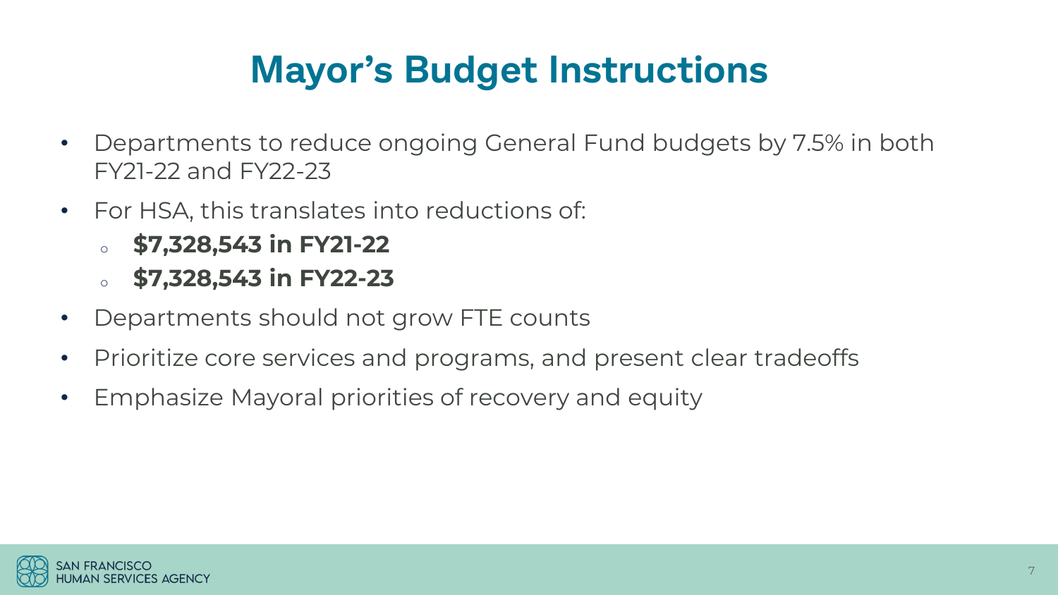# Mayor's Budget Instructions

- Departments to reduce ongoing General Fund budgets by 7.5% in both FY21-22 and FY22-23
- For HSA, this translates into reductions of:
  - **$7,328,543 in FY21-22**
  - **$7,328,543 in FY22-23**
- Departments should not grow FTE counts
- Prioritize core services and programs, and present clear tradeoffs
- Emphasize Mayoral priorities of recovery and equity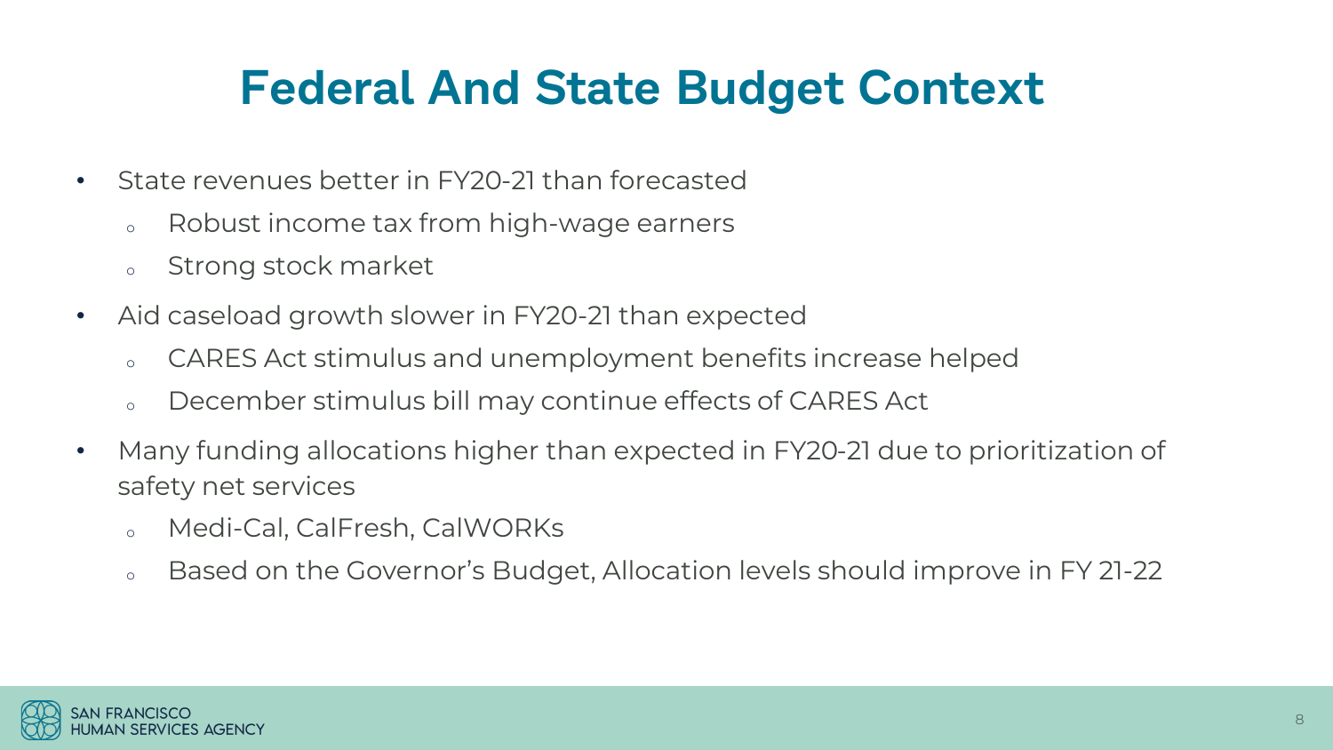# Federal And State Budget Context

- State revenues better in FY20-21 than forecasted
  - Robust income tax from high-wage earners
  - Strong stock market
- Aid caseload growth slower in FY20-21 than expected
  - CARES Act stimulus and unemployment benefits increase helped
  - December stimulus bill may continue effects of CARES Act
- Many funding allocations higher than expected in FY20-21 due to prioritization of safety net services
  - Medi-Cal, CalFresh, CalWORKs
  - Based on the Governor's Budget, Allocation levels should improve in FY 21-22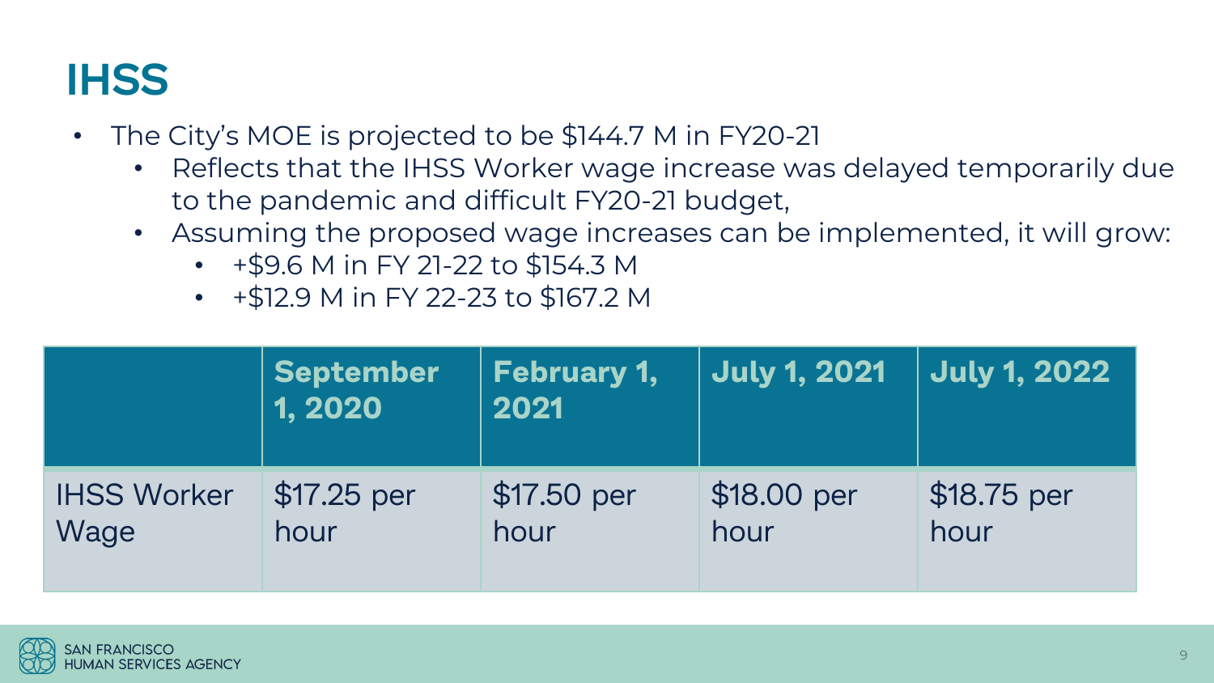# IHSS

- The City's MOE is projected to be $144.7 M in FY20-21
  - Reflects that the IHSS Worker wage increase was delayed temporarily due to the pandemic and difficult FY20-21 budget,
  - Assuming the proposed wage increases can be implemented, it will grow:
    - +$9.6 M in FY 21-22 to $154.3 M
    - +$12.9 M in FY 22-23 to $167.2 M

| | September 1, 2020 | February 1, 2021 | July 1, 2021 | July 1, 2022 |
|---|---|---|---|---|
| IHSS Worker Wage | $17.25 per hour | $17.50 per hour | $18.00 per hour | $18.75 per hour |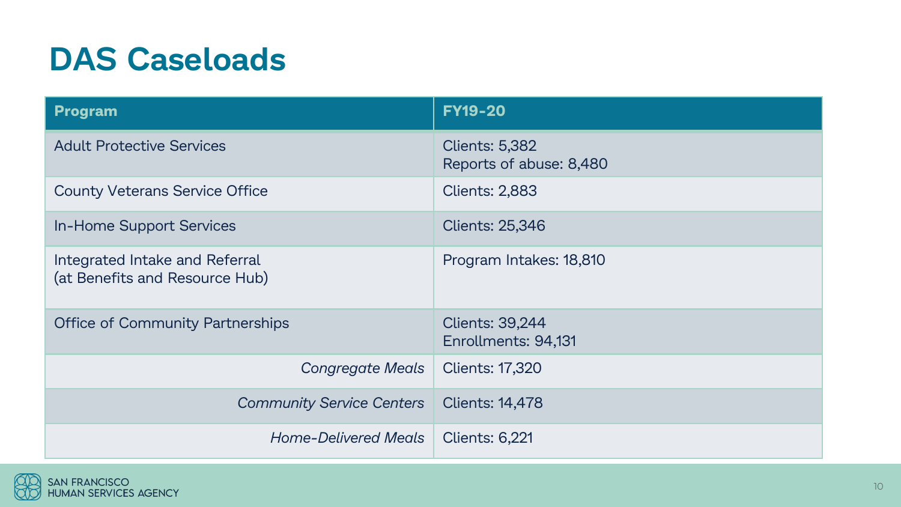# DAS Caseloads

| Program | FY19-20 |
|---|---|
| Adult Protective Services | Clients: 5,382<br>Reports of abuse: 8,480 |
| County Veterans Service Office | Clients: 2,883 |
| In-Home Support Services | Clients: 25,346 |
| Integrated Intake and Referral<br>(at Benefits and Resource Hub) | Program Intakes: 18,810 |
| Office of Community Partnerships | Clients: 39,244<br>Enrollments: 94,131 |
| *Congregate Meals* | Clients: 17,320 |
| *Community Service Centers* | Clients: 14,478 |
| *Home-Delivered Meals* | Clients: 6,221 |

SAN FRANCISCO HUMAN SERVICES AGENCY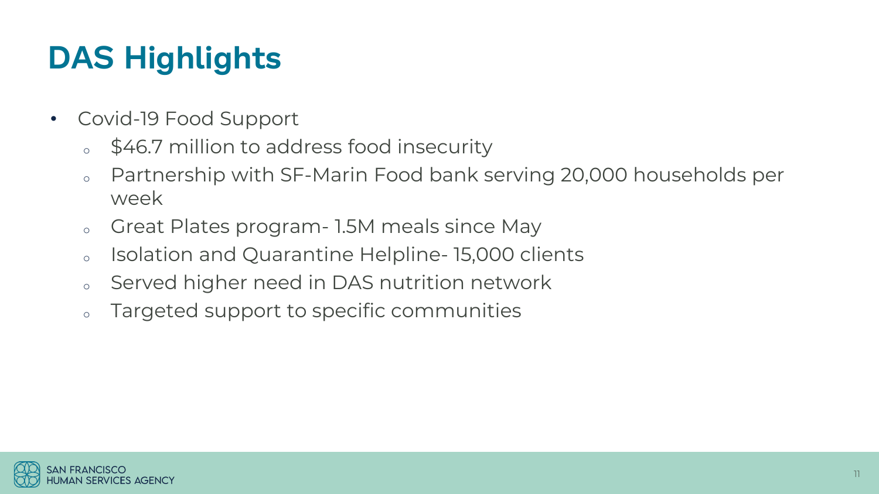# DAS Highlights

- Covid-19 Food Support
  - $46.7 million to address food insecurity
  - Partnership with SF-Marin Food bank serving 20,000 households per week
  - Great Plates program- 1.5M meals since May
  - Isolation and Quarantine Helpline- 15,000 clients
  - Served higher need in DAS nutrition network
  - Targeted support to specific communities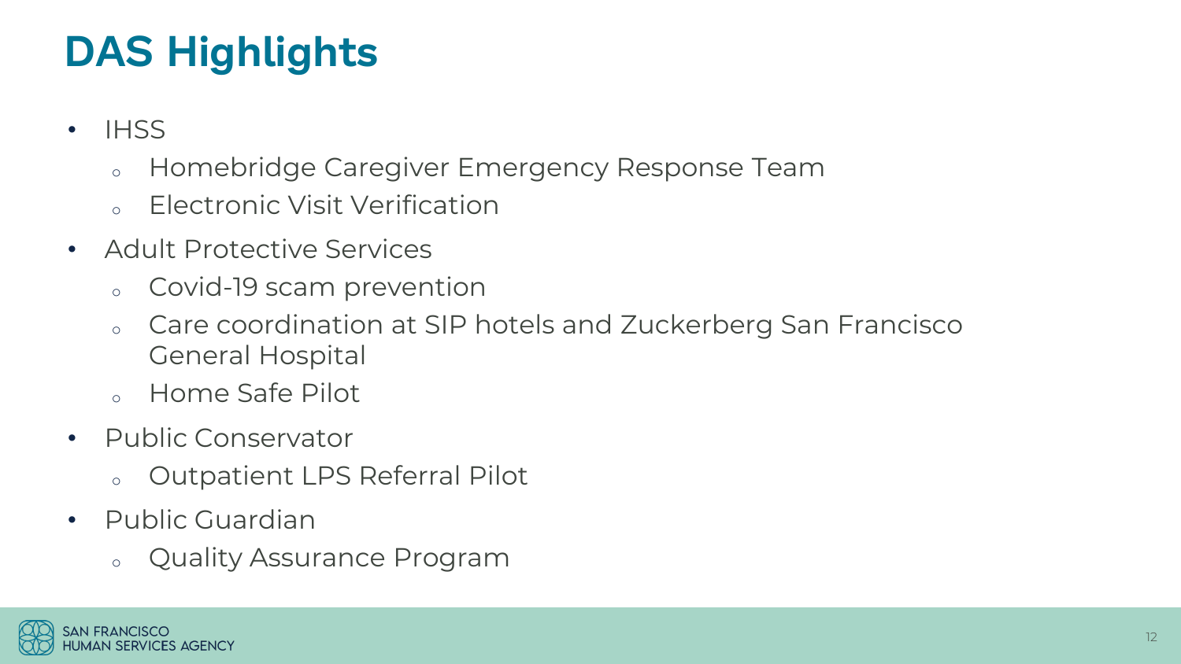# DAS Highlights

- IHSS
  - Homebridge Caregiver Emergency Response Team
  - Electronic Visit Verification
- Adult Protective Services
  - Covid-19 scam prevention
  - Care coordination at SIP hotels and Zuckerberg San Francisco General Hospital
  - Home Safe Pilot
- Public Conservator
  - Outpatient LPS Referral Pilot
- Public Guardian
  - Quality Assurance Program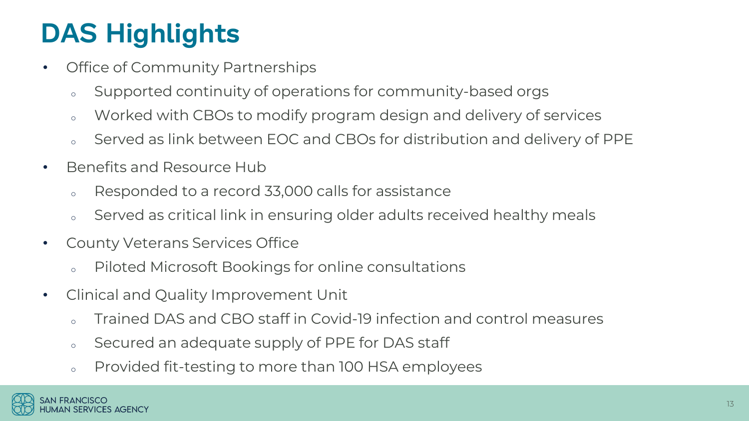# DAS Highlights

- Office of Community Partnerships
  - Supported continuity of operations for community-based orgs
  - Worked with CBOs to modify program design and delivery of services
  - Served as link between EOC and CBOs for distribution and delivery of PPE
- Benefits and Resource Hub
  - Responded to a record 33,000 calls for assistance
  - Served as critical link in ensuring older adults received healthy meals
- County Veterans Services Office
  - Piloted Microsoft Bookings for online consultations
- Clinical and Quality Improvement Unit
  - Trained DAS and CBO staff in Covid-19 infection and control measures
  - Secured an adequate supply of PPE for DAS staff
  - Provided fit-testing to more than 100 HSA employees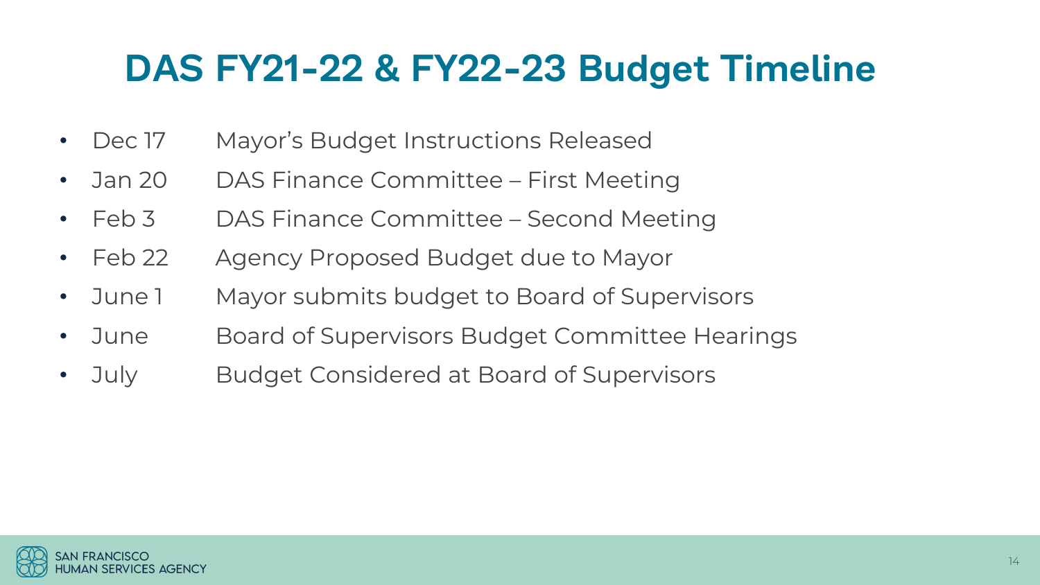# DAS FY21-22 & FY22-23 Budget Timeline

- Dec 17 Mayor's Budget Instructions Released
- Jan 20 DAS Finance Committee – First Meeting
- Feb 3 DAS Finance Committee – Second Meeting
- Feb 22 Agency Proposed Budget due to Mayor
- June 1 Mayor submits budget to Board of Supervisors
- June Board of Supervisors Budget Committee Hearings
- July Budget Considered at Board of Supervisors